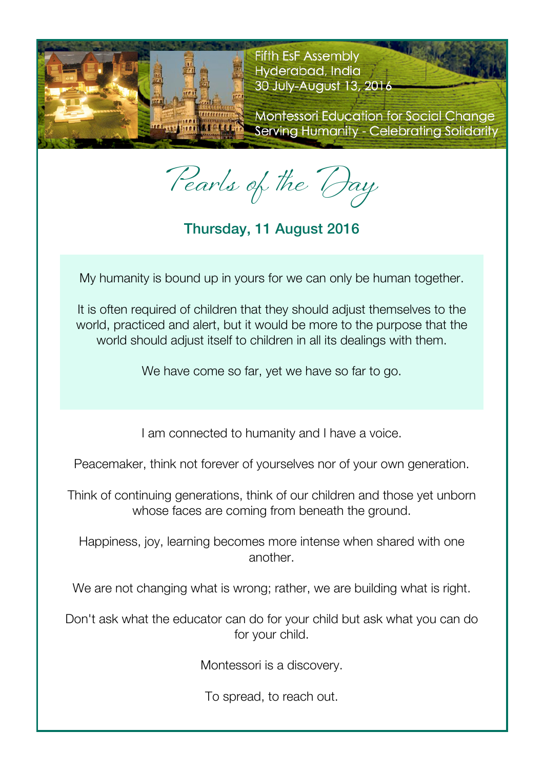Fifth EsF Assembly
Hyderabad, India
30 July-August 13, 2016

Montessori Education for Social Change
Serving Humanity - Celebrating Solidarity

# Pearls of the Day

## Thursday, 11 August 2016

My humanity is bound up in yours for we can only be human together.

It is often required of children that they should adjust themselves to the world, practiced and alert, but it would be more to the purpose that the world should adjust itself to children in all its dealings with them.

We have come so far, yet we have so far to go.

I am connected to humanity and I have a voice.

Peacemaker, think not forever of yourselves nor of your own generation.

Think of continuing generations, think of our children and those yet unborn whose faces are coming from beneath the ground.

Happiness, joy, learning becomes more intense when shared with one another.

We are not changing what is wrong; rather, we are building what is right.

Don't ask what the educator can do for your child but ask what you can do for your child.

Montessori is a discovery.

To spread, to reach out.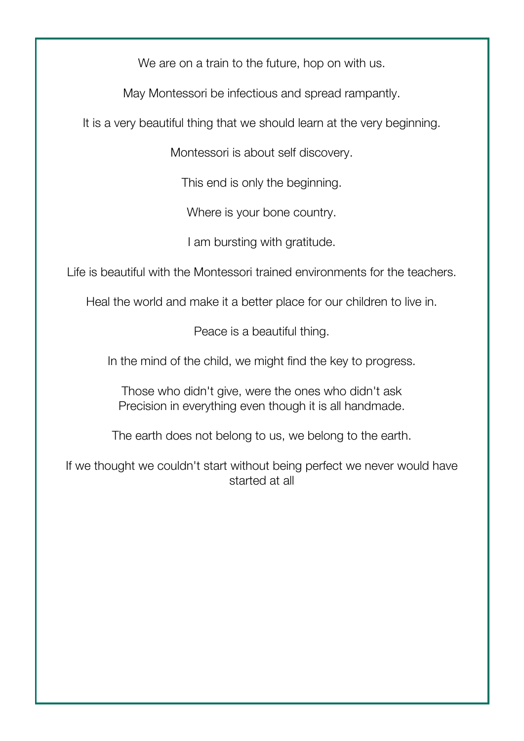We are on a train to the future, hop on with us.

May Montessori be infectious and spread rampantly.

It is a very beautiful thing that we should learn at the very beginning.

Montessori is about self discovery.

This end is only the beginning.

Where is your bone country.

I am bursting with gratitude.

Life is beautiful with the Montessori trained environments for the teachers.

Heal the world and make it a better place for our children to live in.

Peace is a beautiful thing.

In the mind of the child, we might find the key to progress.

Those who didn't give, were the ones who didn't ask
Precision in everything even though it is all handmade.

The earth does not belong to us, we belong to the earth.

If we thought we couldn't start without being perfect we never would have started at all